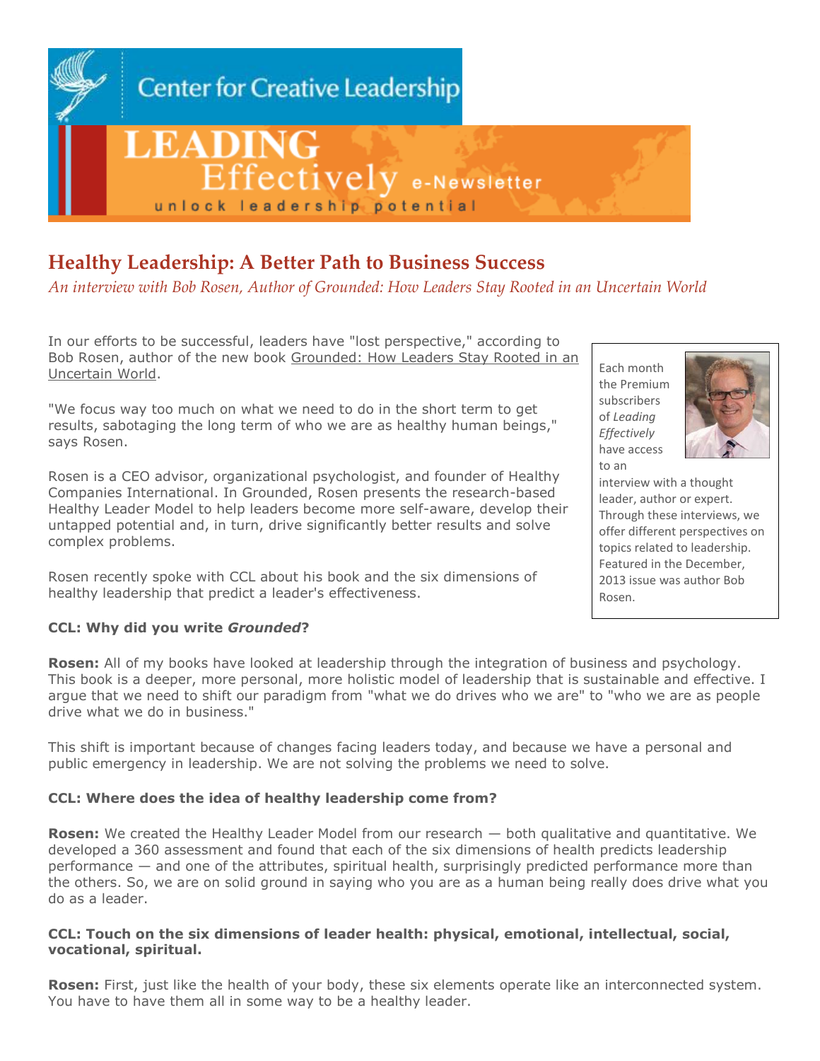Center for Creative Leadership

LEADING Effectively e-Newsletter

unlock leadership potential

# Healthy Leadership: A Better Path to Business Success

*An interview with Bob Rosen, Author of Grounded: How Leaders Stay Rooted in an Uncertain World*

In our efforts to be successful, leaders have "lost perspective," according to Bob Rosen, author of the new book Grounded: How Leaders Stay Rooted in an Uncertain World.

"We focus way too much on what we need to do in the short term to get results, sabotaging the long term of who we are as healthy human beings," says Rosen.

Rosen is a CEO advisor, organizational psychologist, and founder of Healthy Companies International. In Grounded, Rosen presents the research-based Healthy Leader Model to help leaders become more self-aware, develop their untapped potential and, in turn, drive significantly better results and solve complex problems.

Rosen recently spoke with CCL about his book and the six dimensions of healthy leadership that predict a leader's effectiveness.

> Each month the Premium subscribers of *Leading Effectively* have access to an interview with a thought leader, author or expert. Through these interviews, we offer different perspectives on topics related to leadership. Featured in the December, 2013 issue was author Bob Rosen.

**CCL: Why did you write *Grounded*?**

**Rosen:** All of my books have looked at leadership through the integration of business and psychology. This book is a deeper, more personal, more holistic model of leadership that is sustainable and effective. I argue that we need to shift our paradigm from "what we do drives who we are" to "who we are as people drive what we do in business."

This shift is important because of changes facing leaders today, and because we have a personal and public emergency in leadership. We are not solving the problems we need to solve.

**CCL: Where does the idea of healthy leadership come from?**

**Rosen:** We created the Healthy Leader Model from our research — both qualitative and quantitative. We developed a 360 assessment and found that each of the six dimensions of health predicts leadership performance — and one of the attributes, spiritual health, surprisingly predicted performance more than the others. So, we are on solid ground in saying who you are as a human being really does drive what you do as a leader.

**CCL: Touch on the six dimensions of leader health: physical, emotional, intellectual, social, vocational, spiritual.**

**Rosen:** First, just like the health of your body, these six elements operate like an interconnected system. You have to have them all in some way to be a healthy leader.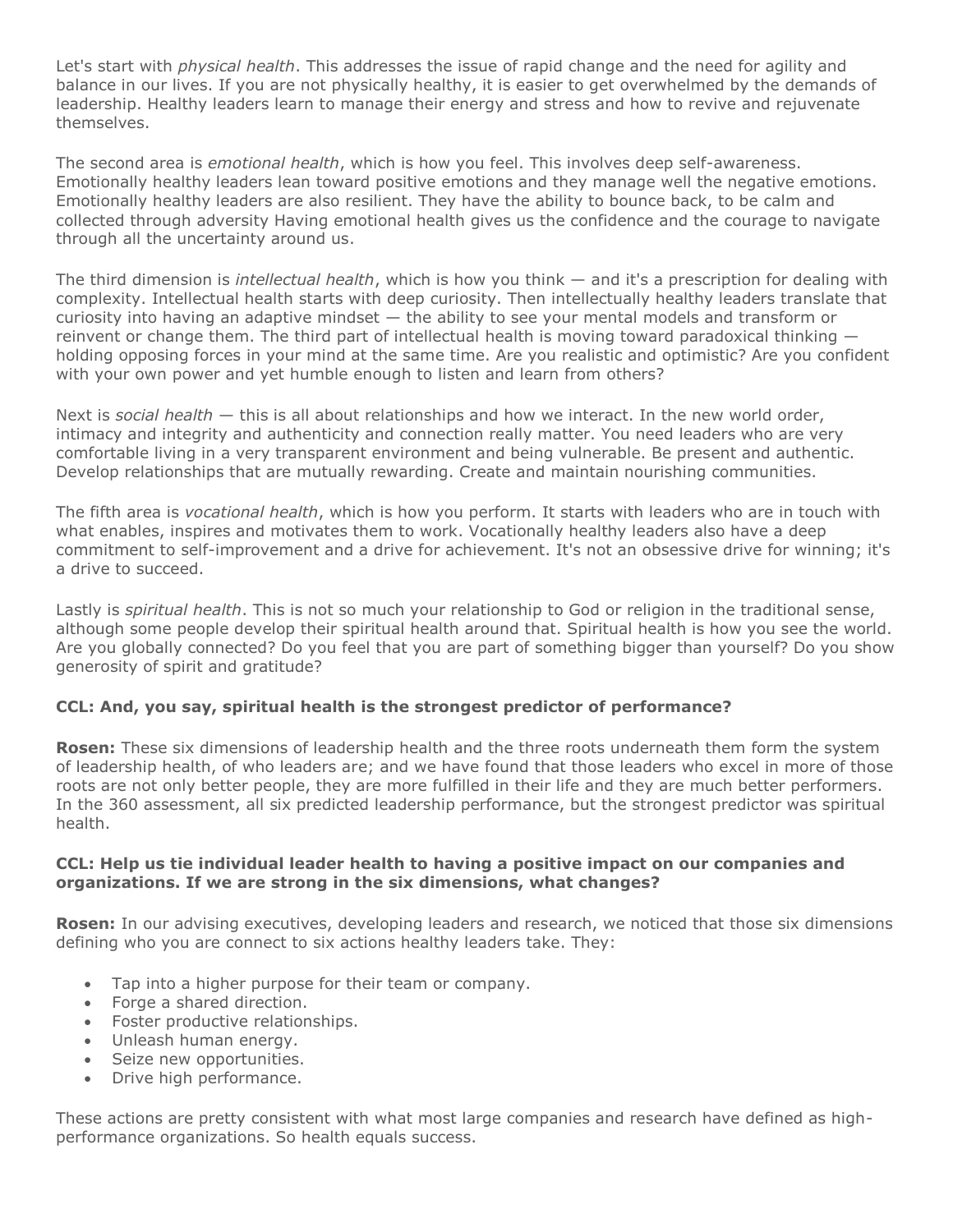Let's start with *physical health*. This addresses the issue of rapid change and the need for agility and balance in our lives. If you are not physically healthy, it is easier to get overwhelmed by the demands of leadership. Healthy leaders learn to manage their energy and stress and how to revive and rejuvenate themselves.

The second area is *emotional health*, which is how you feel. This involves deep self-awareness. Emotionally healthy leaders lean toward positive emotions and they manage well the negative emotions. Emotionally healthy leaders are also resilient. They have the ability to bounce back, to be calm and collected through adversity Having emotional health gives us the confidence and the courage to navigate through all the uncertainty around us.

The third dimension is *intellectual health*, which is how you think — and it's a prescription for dealing with complexity. Intellectual health starts with deep curiosity. Then intellectually healthy leaders translate that curiosity into having an adaptive mindset — the ability to see your mental models and transform or reinvent or change them. The third part of intellectual health is moving toward paradoxical thinking — holding opposing forces in your mind at the same time. Are you realistic and optimistic? Are you confident with your own power and yet humble enough to listen and learn from others?

Next is *social health* — this is all about relationships and how we interact. In the new world order, intimacy and integrity and authenticity and connection really matter. You need leaders who are very comfortable living in a very transparent environment and being vulnerable. Be present and authentic. Develop relationships that are mutually rewarding. Create and maintain nourishing communities.

The fifth area is *vocational health*, which is how you perform. It starts with leaders who are in touch with what enables, inspires and motivates them to work. Vocationally healthy leaders also have a deep commitment to self-improvement and a drive for achievement. It's not an obsessive drive for winning; it's a drive to succeed.

Lastly is *spiritual health*. This is not so much your relationship to God or religion in the traditional sense, although some people develop their spiritual health around that. Spiritual health is how you see the world. Are you globally connected? Do you feel that you are part of something bigger than yourself? Do you show generosity of spirit and gratitude?

**CCL: And, you say, spiritual health is the strongest predictor of performance?**

**Rosen:** These six dimensions of leadership health and the three roots underneath them form the system of leadership health, of who leaders are; and we have found that those leaders who excel in more of those roots are not only better people, they are more fulfilled in their life and they are much better performers. In the 360 assessment, all six predicted leadership performance, but the strongest predictor was spiritual health.

**CCL: Help us tie individual leader health to having a positive impact on our companies and organizations. If we are strong in the six dimensions, what changes?**

**Rosen:** In our advising executives, developing leaders and research, we noticed that those six dimensions defining who you are connect to six actions healthy leaders take. They:

- Tap into a higher purpose for their team or company.
- Forge a shared direction.
- Foster productive relationships.
- Unleash human energy.
- Seize new opportunities.
- Drive high performance.

These actions are pretty consistent with what most large companies and research have defined as high-performance organizations. So health equals success.